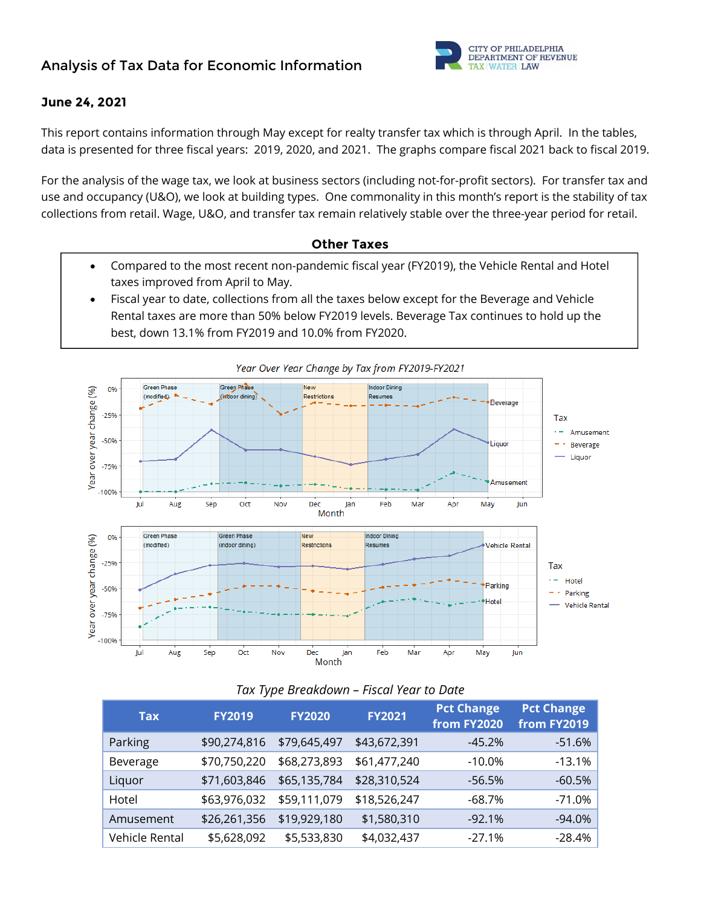# Analysis of Tax Data for Economic Information

CITY OF PHILADELPHIA
DEPARTMENT OF REVENUE
TAX | WATER | LAW

**June 24, 2021**

This report contains information through May except for realty transfer tax which is through April. In the tables, data is presented for three fiscal years: 2019, 2020, and 2021. The graphs compare fiscal 2021 back to fiscal 2019.

For the analysis of the wage tax, we look at business sectors (including not-for-profit sectors). For transfer tax and use and occupancy (U&O), we look at building types. One commonality in this month's report is the stability of tax collections from retail. Wage, U&O, and transfer tax remain relatively stable over the three-year period for retail.

## Other Taxes

- Compared to the most recent non-pandemic fiscal year (FY2019), the Vehicle Rental and Hotel taxes improved from April to May.
- Fiscal year to date, collections from all the taxes below except for the Beverage and Vehicle Rental taxes are more than 50% below FY2019 levels. Beverage Tax continues to hold up the best, down 13.1% from FY2019 and 10.0% from FY2020.

*Year Over Year Change by Tax from FY2019-FY2021*

*Tax Type Breakdown – Fiscal Year to Date*

| Tax | FY2019 | FY2020 | FY2021 | Pct Change from FY2020 | Pct Change from FY2019 |
|---|---|---|---|---|---|
| Parking | $90,274,816 | $79,645,497 | $43,672,391 | -45.2% | -51.6% |
| Beverage | $70,750,220 | $68,273,893 | $61,477,240 | -10.0% | -13.1% |
| Liquor | $71,603,846 | $65,135,784 | $28,310,524 | -56.5% | -60.5% |
| Hotel | $63,976,032 | $59,111,079 | $18,526,247 | -68.7% | -71.0% |
| Amusement | $26,261,356 | $19,929,180 | $1,580,310 | -92.1% | -94.0% |
| Vehicle Rental | $5,628,092 | $5,533,830 | $4,032,437 | -27.1% | -28.4% |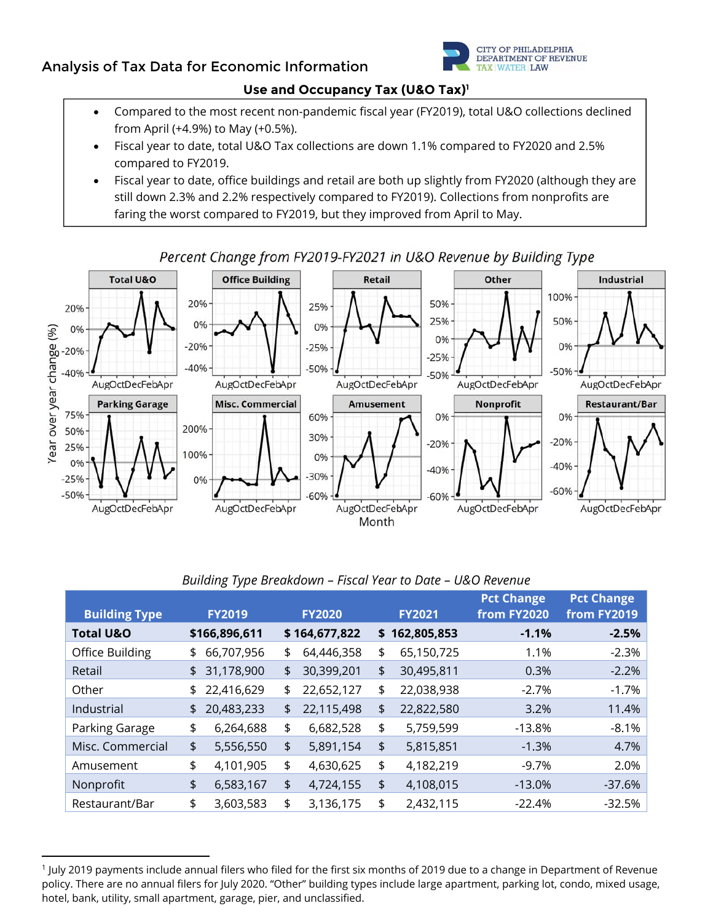## Analysis of Tax Data for Economic Information

### Use and Occupancy Tax (U&O Tax)[1]

- Compared to the most recent non-pandemic fiscal year (FY2019), total U&O collections declined from April (+4.9%) to May (+0.5%).
- Fiscal year to date, total U&O Tax collections are down 1.1% compared to FY2020 and 2.5% compared to FY2019.
- Fiscal year to date, office buildings and retail are both up slightly from FY2020 (although they are still down 2.3% and 2.2% respectively compared to FY2019). Collections from nonprofits are faring the worst compared to FY2019, but they improved from April to May.

*Percent Change from FY2019-FY2021 in U&O Revenue by Building Type*

*Building Type Breakdown – Fiscal Year to Date – U&O Revenue*

| Building Type | FY2019 | FY2020 | FY2021 | Pct Change from FY2020 | Pct Change from FY2019 |
|---|---|---|---|---|---|
| **Total U&O** | **$166,896,611** | **$ 164,677,822** | **$ 162,805,853** | **-1.1%** | **-2.5%** |
| Office Building | $ 66,707,956 | $ 64,446,358 | $ 65,150,725 | 1.1% | -2.3% |
| Retail | $ 31,178,900 | $ 30,399,201 | $ 30,495,811 | 0.3% | -2.2% |
| Other | $ 22,416,629 | $ 22,652,127 | $ 22,038,938 | -2.7% | -1.7% |
| Industrial | $ 20,483,233 | $ 22,115,498 | $ 22,822,580 | 3.2% | 11.4% |
| Parking Garage | $ 6,264,688 | $ 6,682,528 | $ 5,759,599 | -13.8% | -8.1% |
| Misc. Commercial | $ 5,556,550 | $ 5,891,154 | $ 5,815,851 | -1.3% | 4.7% |
| Amusement | $ 4,101,905 | $ 4,630,625 | $ 4,182,219 | -9.7% | 2.0% |
| Nonprofit | $ 6,583,167 | $ 4,724,155 | $ 4,108,015 | -13.0% | -37.6% |
| Restaurant/Bar | $ 3,603,583 | $ 3,136,175 | $ 2,432,115 | -22.4% | -32.5% |

[1] July 2019 payments include annual filers who filed for the first six months of 2019 due to a change in Department of Revenue policy. There are no annual filers for July 2020. "Other" building types include large apartment, parking lot, condo, mixed usage, hotel, bank, utility, small apartment, garage, pier, and unclassified.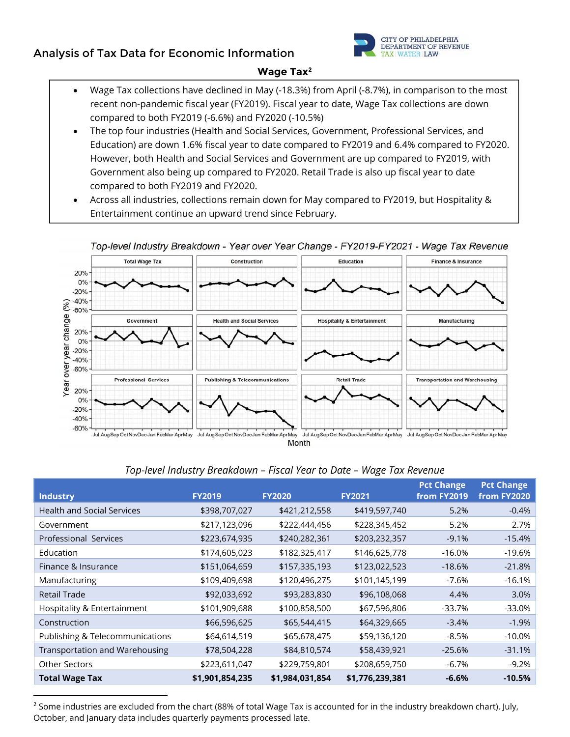## Analysis of Tax Data for Economic Information

### Wage Tax[2]

- Wage Tax collections have declined in May (-18.3%) from April (-8.7%), in comparison to the most recent non-pandemic fiscal year (FY2019). Fiscal year to date, Wage Tax collections are down compared to both FY2019 (-6.6%) and FY2020 (-10.5%)
- The top four industries (Health and Social Services, Government, Professional Services, and Education) are down 1.6% fiscal year to date compared to FY2019 and 6.4% compared to FY2020. However, both Health and Social Services and Government are up compared to FY2019, with Government also being up compared to FY2020. Retail Trade is also up fiscal year to date compared to both FY2019 and FY2020.
- Across all industries, collections remain down for May compared to FY2019, but Hospitality & Entertainment continue an upward trend since February.

*Top-level Industry Breakdown - Year over Year Change - FY2019-FY2021 - Wage Tax Revenue*

*Top-level Industry Breakdown – Fiscal Year to Date – Wage Tax Revenue*

| Industry | FY2019 | FY2020 | FY2021 | Pct Change from FY2019 | Pct Change from FY2020 |
|---|---|---|---|---|---|
| Health and Social Services | $398,707,027 | $421,212,558 | $419,597,740 | 5.2% | -0.4% |
| Government | $217,123,096 | $222,444,456 | $228,345,452 | 5.2% | 2.7% |
| Professional Services | $223,674,935 | $240,282,361 | $203,232,357 | -9.1% | -15.4% |
| Education | $174,605,023 | $182,325,417 | $146,625,778 | -16.0% | -19.6% |
| Finance & Insurance | $151,064,659 | $157,335,193 | $123,022,523 | -18.6% | -21.8% |
| Manufacturing | $109,409,698 | $120,496,275 | $101,145,199 | -7.6% | -16.1% |
| Retail Trade | $92,033,692 | $93,283,830 | $96,108,068 | 4.4% | 3.0% |
| Hospitality & Entertainment | $101,909,688 | $100,858,500 | $67,596,806 | -33.7% | -33.0% |
| Construction | $66,596,625 | $65,544,415 | $64,329,665 | -3.4% | -1.9% |
| Publishing & Telecommunications | $64,614,519 | $65,678,475 | $59,136,120 | -8.5% | -10.0% |
| Transportation and Warehousing | $78,504,228 | $84,810,574 | $58,439,921 | -25.6% | -31.1% |
| Other Sectors | $223,611,047 | $229,759,801 | $208,659,750 | -6.7% | -9.2% |
| **Total Wage Tax** | **$1,901,854,235** | **$1,984,031,854** | **$1,776,239,381** | **-6.6%** | **-10.5%** |

[2] Some industries are excluded from the chart (88% of total Wage Tax is accounted for in the industry breakdown chart). July, October, and January data includes quarterly payments processed late.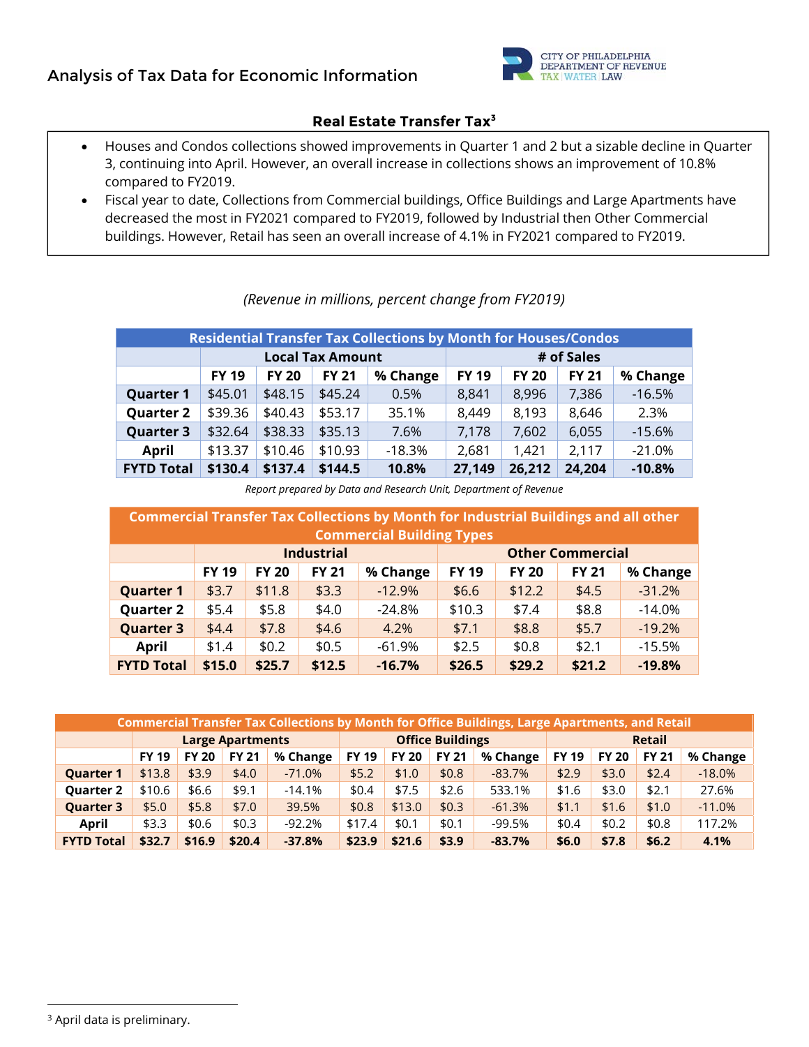## Real Estate Transfer Tax[3]

- Houses and Condos collections showed improvements in Quarter 1 and 2 but a sizable decline in Quarter 3, continuing into April. However, an overall increase in collections shows an improvement of 10.8% compared to FY2019.
- Fiscal year to date, Collections from Commercial buildings, Office Buildings and Large Apartments have decreased the most in FY2021 compared to FY2019, followed by Industrial then Other Commercial buildings. However, Retail has seen an overall increase of 4.1% in FY2021 compared to FY2019.

*(Revenue in millions, percent change from FY2019)*

**Residential Transfer Tax Collections by Month for Houses/Condos**

| | Local Tax Amount | | | | # of Sales | | | |
|---|---|---|---|---|---|---|---|---|
| | **FY 19** | **FY 20** | **FY 21** | **% Change** | **FY 19** | **FY 20** | **FY 21** | **% Change** |
| **Quarter 1** | $45.01 | $48.15 | $45.24 | 0.5% | 8,841 | 8,996 | 7,386 | -16.5% |
| **Quarter 2** | $39.36 | $40.43 | $53.17 | 35.1% | 8,449 | 8,193 | 8,646 | 2.3% |
| **Quarter 3** | $32.64 | $38.33 | $35.13 | 7.6% | 7,178 | 7,602 | 6,055 | -15.6% |
| **April** | $13.37 | $10.46 | $10.93 | -18.3% | 2,681 | 1,421 | 2,117 | -21.0% |
| **FYTD Total** | **$130.4** | **$137.4** | **$144.5** | **10.8%** | **27,149** | **26,212** | **24,204** | **-10.8%** |

*Report prepared by Data and Research Unit, Department of Revenue*

**Commercial Transfer Tax Collections by Month for Industrial Buildings and all other Commercial Building Types**

| | Industrial | | | | Other Commercial | | | |
|---|---|---|---|---|---|---|---|---|
| | **FY 19** | **FY 20** | **FY 21** | **% Change** | **FY 19** | **FY 20** | **FY 21** | **% Change** |
| **Quarter 1** | $3.7 | $11.8 | $3.3 | -12.9% | $6.6 | $12.2 | $4.5 | -31.2% |
| **Quarter 2** | $5.4 | $5.8 | $4.0 | -24.8% | $10.3 | $7.4 | $8.8 | -14.0% |
| **Quarter 3** | $4.4 | $7.8 | $4.6 | 4.2% | $7.1 | $8.8 | $5.7 | -19.2% |
| **April** | $1.4 | $0.2 | $0.5 | -61.9% | $2.5 | $0.8 | $2.1 | -15.5% |
| **FYTD Total** | **$15.0** | **$25.7** | **$12.5** | **-16.7%** | **$26.5** | **$29.2** | **$21.2** | **-19.8%** |

**Commercial Transfer Tax Collections by Month for Office Buildings, Large Apartments, and Retail**

| | Large Apartments | | | | Office Buildings | | | | Retail | | | |
|---|---|---|---|---|---|---|---|---|---|---|---|---|
| | **FY 19** | **FY 20** | **FY 21** | **% Change** | **FY 19** | **FY 20** | **FY 21** | **% Change** | **FY 19** | **FY 20** | **FY 21** | **% Change** |
| **Quarter 1** | $13.8 | $3.9 | $4.0 | -71.0% | $5.2 | $1.0 | $0.8 | -83.7% | $2.9 | $3.0 | $2.4 | -18.0% |
| **Quarter 2** | $10.6 | $6.6 | $9.1 | -14.1% | $0.4 | $7.5 | $2.6 | 533.1% | $1.6 | $3.0 | $2.1 | 27.6% |
| **Quarter 3** | $5.0 | $5.8 | $7.0 | 39.5% | $0.8 | $13.0 | $0.3 | -61.3% | $1.1 | $1.6 | $1.0 | -11.0% |
| **April** | $3.3 | $0.6 | $0.3 | -92.2% | $17.4 | $0.1 | $0.1 | -99.5% | $0.4 | $0.2 | $0.8 | 117.2% |
| **FYTD Total** | **$32.7** | **$16.9** | **$20.4** | **-37.8%** | **$23.9** | **$21.6** | **$3.9** | **-83.7%** | **$6.0** | **$7.8** | **$6.2** | **4.1%** |

[3] April data is preliminary.